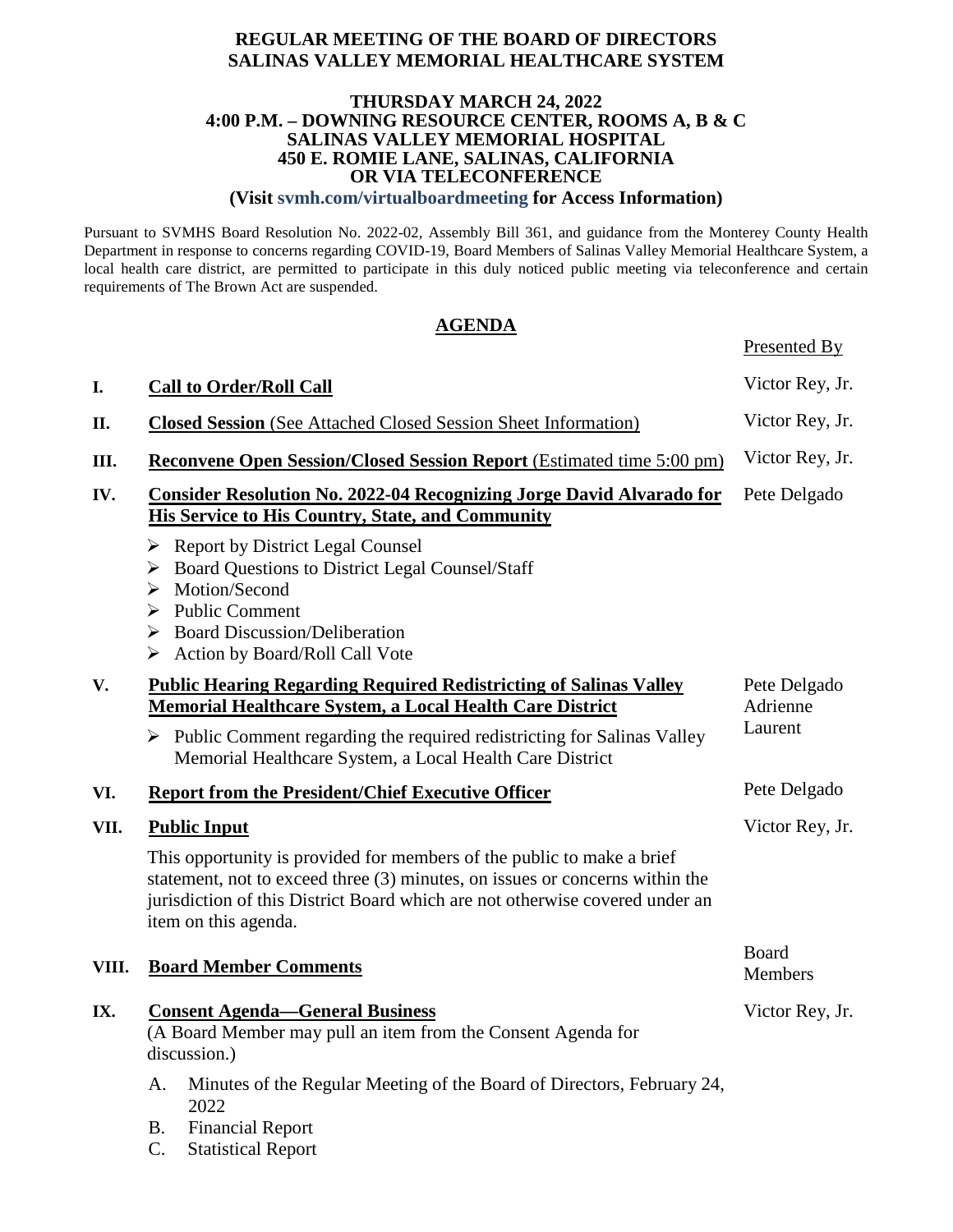# REGULAR MEETING OF THE BOARD OF DIRECTORS
# SALINAS VALLEY MEMORIAL HEALTHCARE SYSTEM

**THURSDAY MARCH 24, 2022**
**4:00 P.M. – DOWNING RESOURCE CENTER, ROOMS A, B & C**
**SALINAS VALLEY MEMORIAL HOSPITAL**
**450 E. ROMIE LANE, SALINAS, CALIFORNIA**
**OR VIA TELECONFERENCE**
**(Visit svmh.com/virtualboardmeeting for Access Information)**

Pursuant to SVMHS Board Resolution No. 2022-02, Assembly Bill 361, and guidance from the Monterey County Health Department in response to concerns regarding COVID-19, Board Members of Salinas Valley Memorial Healthcare System, a local health care district, are permitted to participate in this duly noticed public meeting via teleconference and certain requirements of The Brown Act are suspended.

## AGENDA

| | | Presented By |
|---|---|---|
| I. | **Call to Order/Roll Call** | Victor Rey, Jr. |
| II. | **Closed Session** (See Attached Closed Session Sheet Information) | Victor Rey, Jr. |
| III. | **Reconvene Open Session/Closed Session Report** (Estimated time 5:00 pm) | Victor Rey, Jr. |
| IV. | **Consider Resolution No. 2022-04 Recognizing Jorge David Alvarado for His Service to His Country, State, and Community** | Pete Delgado |
| V. | **Public Hearing Regarding Required Redistricting of Salinas Valley Memorial Healthcare System, a Local Health Care District** | Pete Delgado, Adrienne Laurent |
| VI. | **Report from the President/Chief Executive Officer** | Pete Delgado |
| VII. | **Public Input** | Victor Rey, Jr. |
| VIII. | **Board Member Comments** | Board Members |
| IX. | **Consent Agenda—General Business** | Victor Rey, Jr. |

**I. Call to Order/Roll Call** — Victor Rey, Jr.

**II. Closed Session** (See Attached Closed Session Sheet Information) — Victor Rey, Jr.

**III. Reconvene Open Session/Closed Session Report** (Estimated time 5:00 pm) — Victor Rey, Jr.

**IV. Consider Resolution No. 2022-04 Recognizing Jorge David Alvarado for His Service to His Country, State, and Community** — Pete Delgado

- Report by District Legal Counsel
- Board Questions to District Legal Counsel/Staff
- Motion/Second
- Public Comment
- Board Discussion/Deliberation
- Action by Board/Roll Call Vote

**V. Public Hearing Regarding Required Redistricting of Salinas Valley Memorial Healthcare System, a Local Health Care District** — Pete Delgado, Adrienne Laurent

- Public Comment regarding the required redistricting for Salinas Valley Memorial Healthcare System, a Local Health Care District

**VI. Report from the President/Chief Executive Officer** — Pete Delgado

**VII. Public Input** — Victor Rey, Jr.

This opportunity is provided for members of the public to make a brief statement, not to exceed three (3) minutes, on issues or concerns within the jurisdiction of this District Board which are not otherwise covered under an item on this agenda.

**VIII. Board Member Comments** — Board Members

**IX. Consent Agenda—General Business** — Victor Rey, Jr.

(A Board Member may pull an item from the Consent Agenda for discussion.)

A. Minutes of the Regular Meeting of the Board of Directors, February 24, 2022
B. Financial Report
C. Statistical Report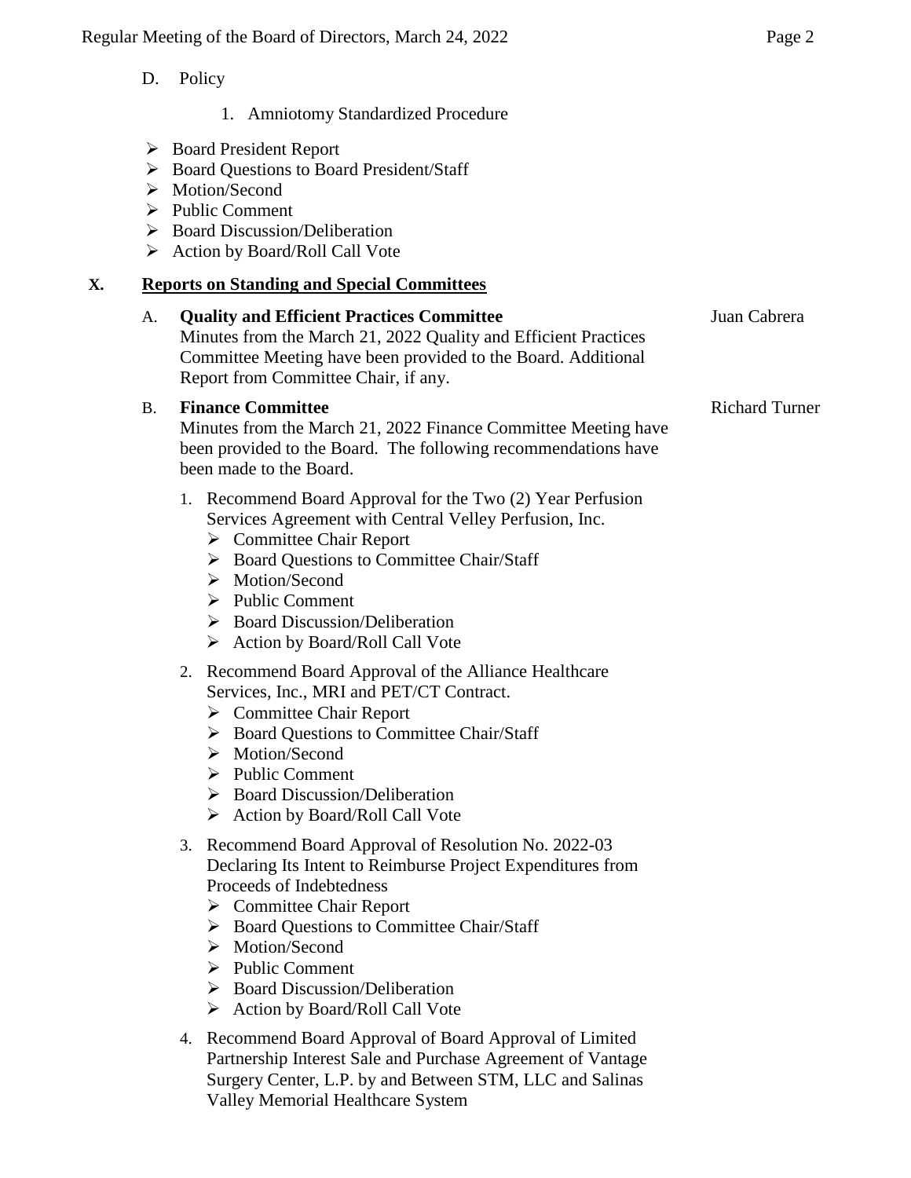D. Policy

1. Amniotomy Standardized Procedure

- Board President Report
- Board Questions to Board President/Staff
- Motion/Second
- Public Comment
- Board Discussion/Deliberation
- Action by Board/Roll Call Vote

## X. Reports on Standing and Special Committees

A. **Quality and Efficient Practices Committee** — Juan Cabrera

Minutes from the March 21, 2022 Quality and Efficient Practices Committee Meeting have been provided to the Board. Additional Report from Committee Chair, if any.

B. **Finance Committee** — Richard Turner

Minutes from the March 21, 2022 Finance Committee Meeting have been provided to the Board. The following recommendations have been made to the Board.

1. Recommend Board Approval for the Two (2) Year Perfusion Services Agreement with Central Velley Perfusion, Inc.
   - Committee Chair Report
   - Board Questions to Committee Chair/Staff
   - Motion/Second
   - Public Comment
   - Board Discussion/Deliberation
   - Action by Board/Roll Call Vote
2. Recommend Board Approval of the Alliance Healthcare Services, Inc., MRI and PET/CT Contract.
   - Committee Chair Report
   - Board Questions to Committee Chair/Staff
   - Motion/Second
   - Public Comment
   - Board Discussion/Deliberation
   - Action by Board/Roll Call Vote
3. Recommend Board Approval of Resolution No. 2022-03 Declaring Its Intent to Reimburse Project Expenditures from Proceeds of Indebtedness
   - Committee Chair Report
   - Board Questions to Committee Chair/Staff
   - Motion/Second
   - Public Comment
   - Board Discussion/Deliberation
   - Action by Board/Roll Call Vote
4. Recommend Board Approval of Board Approval of Limited Partnership Interest Sale and Purchase Agreement of Vantage Surgery Center, L.P. by and Between STM, LLC and Salinas Valley Memorial Healthcare System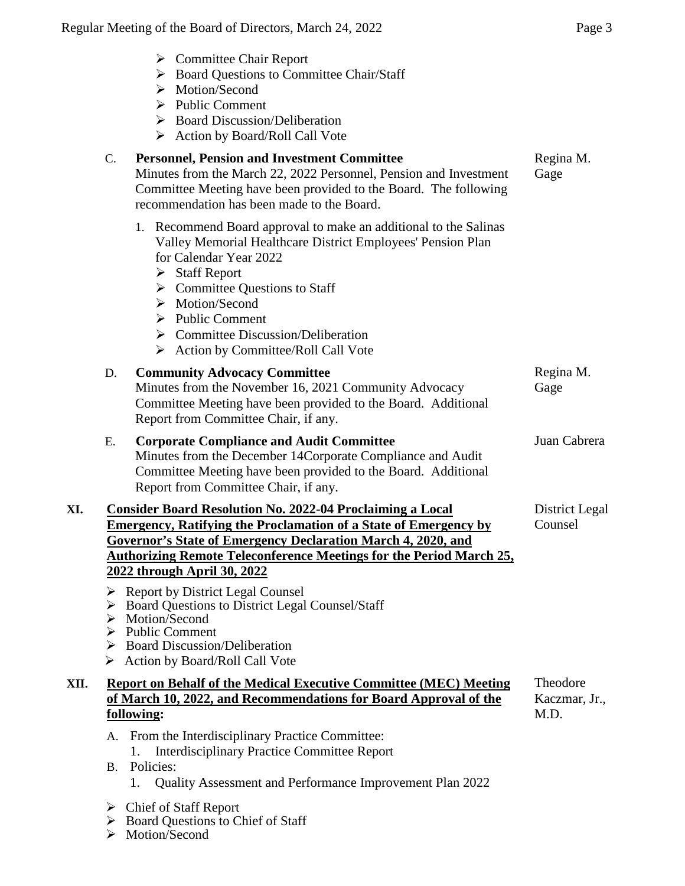- ➢ Committee Chair Report
- ➢ Board Questions to Committee Chair/Staff
- ➢ Motion/Second
- ➢ Public Comment
- ➢ Board Discussion/Deliberation
- ➢ Action by Board/Roll Call Vote

C. **Personnel, Pension and Investment Committee** — Regina M. Gage

Minutes from the March 22, 2022 Personnel, Pension and Investment Committee Meeting have been provided to the Board. The following recommendation has been made to the Board.

1. Recommend Board approval to make an additional to the Salinas Valley Memorial Healthcare District Employees' Pension Plan for Calendar Year 2022
   - ➢ Staff Report
   - ➢ Committee Questions to Staff
   - ➢ Motion/Second
   - ➢ Public Comment
   - ➢ Committee Discussion/Deliberation
   - ➢ Action by Committee/Roll Call Vote

D. **Community Advocacy Committee** — Regina M. Gage

Minutes from the November 16, 2021 Community Advocacy Committee Meeting have been provided to the Board. Additional Report from Committee Chair, if any.

E. **Corporate Compliance and Audit Committee** — Juan Cabrera

Minutes from the December 14Corporate Compliance and Audit Committee Meeting have been provided to the Board. Additional Report from Committee Chair, if any.

**XI. Consider Board Resolution No. 2022-04 Proclaiming a Local Emergency, Ratifying the Proclamation of a State of Emergency by Governor's State of Emergency Declaration March 4, 2020, and Authorizing Remote Teleconference Meetings for the Period March 25, 2022 through April 30, 2022** — District Legal Counsel

- ➢ Report by District Legal Counsel
- ➢ Board Questions to District Legal Counsel/Staff
- ➢ Motion/Second
- ➢ Public Comment
- ➢ Board Discussion/Deliberation
- ➢ Action by Board/Roll Call Vote

**XII. Report on Behalf of the Medical Executive Committee (MEC) Meeting of March 10, 2022, and Recommendations for Board Approval of the following:** — Theodore Kaczmar, Jr., M.D.

A. From the Interdisciplinary Practice Committee:
   1. Interdisciplinary Practice Committee Report

B. Policies:
   1. Quality Assessment and Performance Improvement Plan 2022

- ➢ Chief of Staff Report
- ➢ Board Questions to Chief of Staff
- ➢ Motion/Second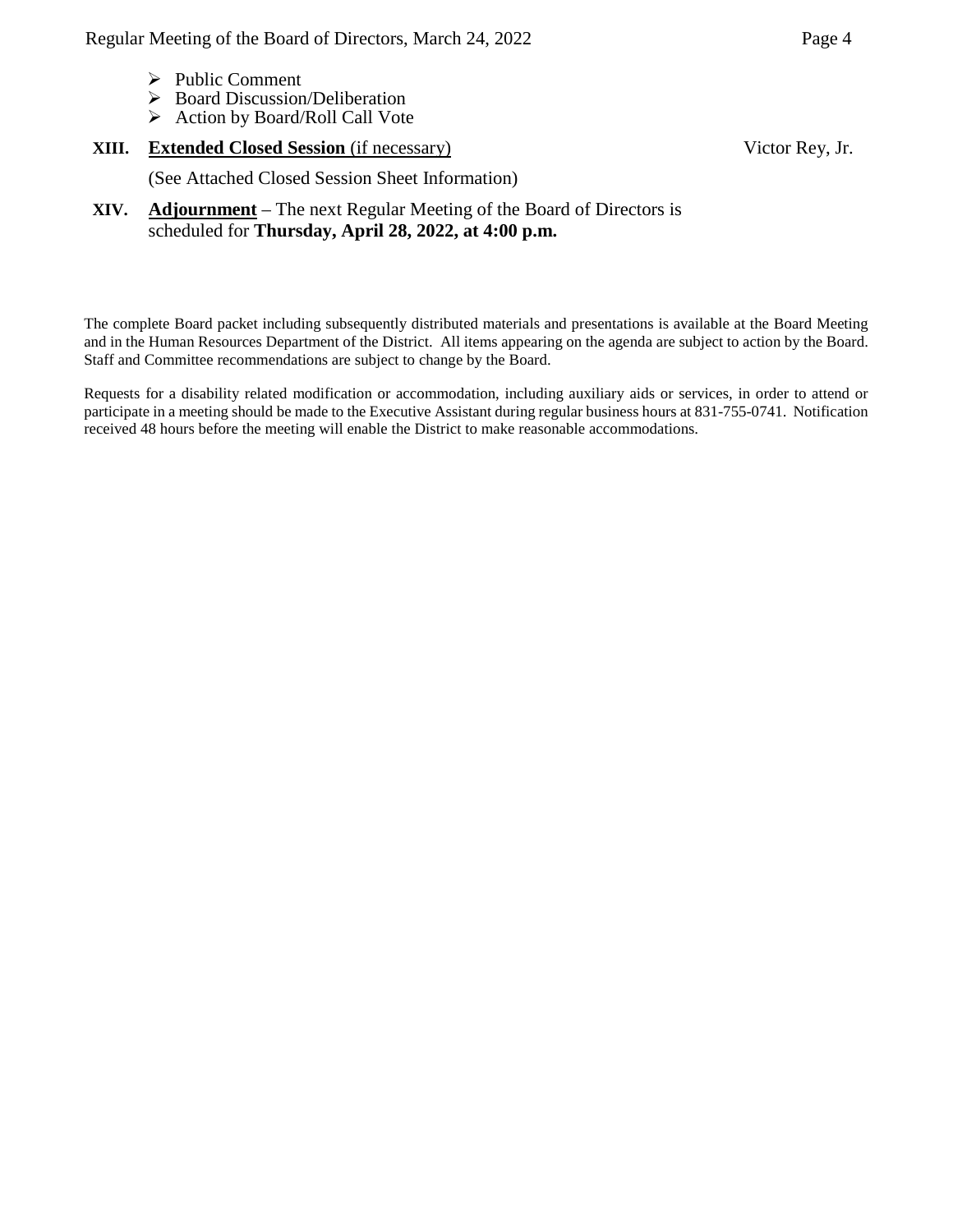- Public Comment
- Board Discussion/Deliberation
- Action by Board/Roll Call Vote

**XIII. Extended Closed Session** (if necessary) Victor Rey, Jr.

(See Attached Closed Session Sheet Information)

**XIV. Adjournment** – The next Regular Meeting of the Board of Directors is scheduled for **Thursday, April 28, 2022, at 4:00 p.m.**

The complete Board packet including subsequently distributed materials and presentations is available at the Board Meeting and in the Human Resources Department of the District. All items appearing on the agenda are subject to action by the Board. Staff and Committee recommendations are subject to change by the Board.

Requests for a disability related modification or accommodation, including auxiliary aids or services, in order to attend or participate in a meeting should be made to the Executive Assistant during regular business hours at 831-755-0741. Notification received 48 hours before the meeting will enable the District to make reasonable accommodations.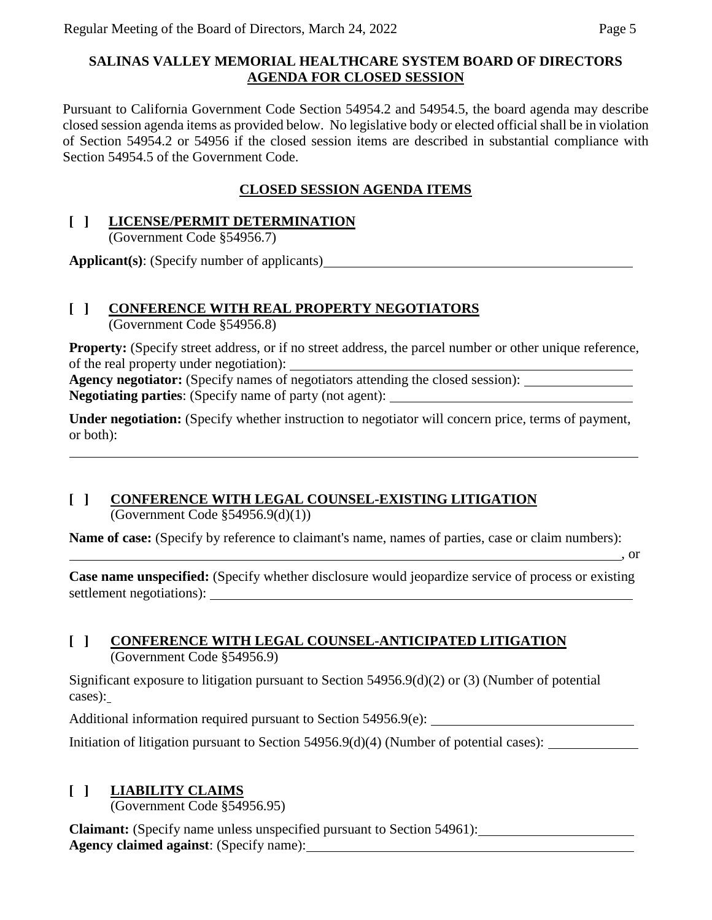## SALINAS VALLEY MEMORIAL HEALTHCARE SYSTEM BOARD OF DIRECTORS AGENDA FOR CLOSED SESSION

Pursuant to California Government Code Section 54954.2 and 54954.5, the board agenda may describe closed session agenda items as provided below. No legislative body or elected official shall be in violation of Section 54954.2 or 54956 if the closed session items are described in substantial compliance with Section 54954.5 of the Government Code.

### CLOSED SESSION AGENDA ITEMS

**[ ] LICENSE/PERMIT DETERMINATION**
(Government Code §54956.7)

**Applicant(s)**: (Specify number of applicants)

**[ ] CONFERENCE WITH REAL PROPERTY NEGOTIATORS**
(Government Code §54956.8)

**Property:** (Specify street address, or if no street address, the parcel number or other unique reference, of the real property under negotiation):
**Agency negotiator:** (Specify names of negotiators attending the closed session):
**Negotiating parties**: (Specify name of party (not agent):

**Under negotiation:** (Specify whether instruction to negotiator will concern price, terms of payment, or both):

**[ ] CONFERENCE WITH LEGAL COUNSEL-EXISTING LITIGATION**
(Government Code §54956.9(d)(1))

**Name of case:** (Specify by reference to claimant's name, names of parties, case or claim numbers):
, or

**Case name unspecified:** (Specify whether disclosure would jeopardize service of process or existing settlement negotiations):

**[ ] CONFERENCE WITH LEGAL COUNSEL-ANTICIPATED LITIGATION**
(Government Code §54956.9)

Significant exposure to litigation pursuant to Section 54956.9(d)(2) or (3) (Number of potential cases):

Additional information required pursuant to Section 54956.9(e):

Initiation of litigation pursuant to Section 54956.9(d)(4) (Number of potential cases):

**[ ] LIABILITY CLAIMS**
(Government Code §54956.95)

**Claimant:** (Specify name unless unspecified pursuant to Section 54961):
**Agency claimed against**: (Specify name):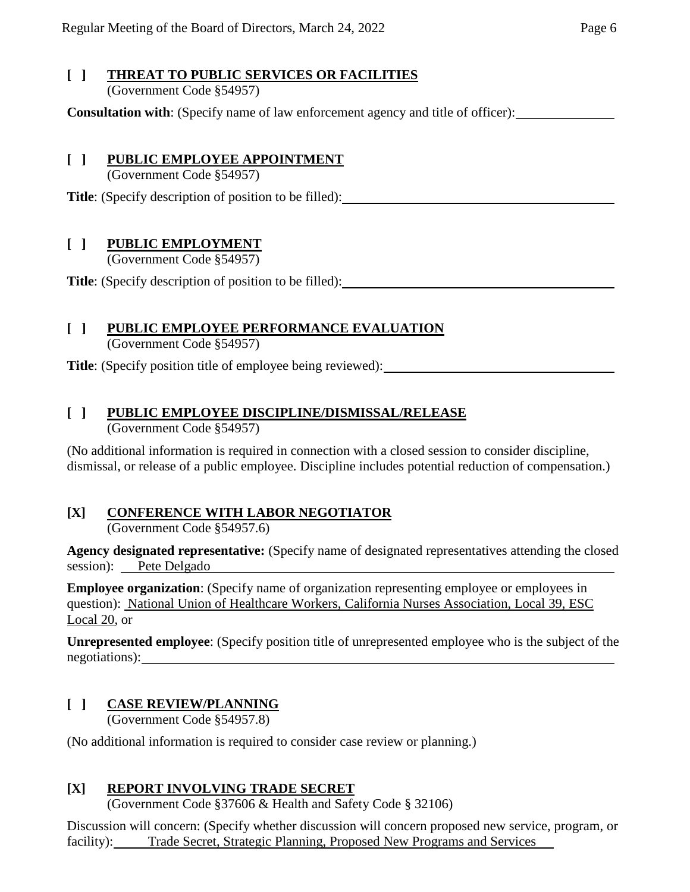**[ ] THREAT TO PUBLIC SERVICES OR FACILITIES**
(Government Code §54957)

**Consultation with**: (Specify name of law enforcement agency and title of officer): ______________

**[ ] PUBLIC EMPLOYEE APPOINTMENT**
(Government Code §54957)

**Title**: (Specify description of position to be filled): ______________

**[ ] PUBLIC EMPLOYMENT**
(Government Code §54957)

**Title**: (Specify description of position to be filled): ______________

**[ ] PUBLIC EMPLOYEE PERFORMANCE EVALUATION**
(Government Code §54957)

**Title**: (Specify position title of employee being reviewed): ______________

**[ ] PUBLIC EMPLOYEE DISCIPLINE/DISMISSAL/RELEASE**
(Government Code §54957)

(No additional information is required in connection with a closed session to consider discipline, dismissal, or release of a public employee. Discipline includes potential reduction of compensation.)

**[X] CONFERENCE WITH LABOR NEGOTIATOR**
(Government Code §54957.6)

**Agency designated representative:** (Specify name of designated representatives attending the closed session): Pete Delgado

**Employee organization**: (Specify name of organization representing employee or employees in question): National Union of Healthcare Workers, California Nurses Association, Local 39, ESC Local 20, or

**Unrepresented employee**: (Specify position title of unrepresented employee who is the subject of the negotiations): ______________

**[ ] CASE REVIEW/PLANNING**
(Government Code §54957.8)

(No additional information is required to consider case review or planning.)

**[X] REPORT INVOLVING TRADE SECRET**
(Government Code §37606 & Health and Safety Code § 32106)

Discussion will concern: (Specify whether discussion will concern proposed new service, program, or facility): Trade Secret, Strategic Planning, Proposed New Programs and Services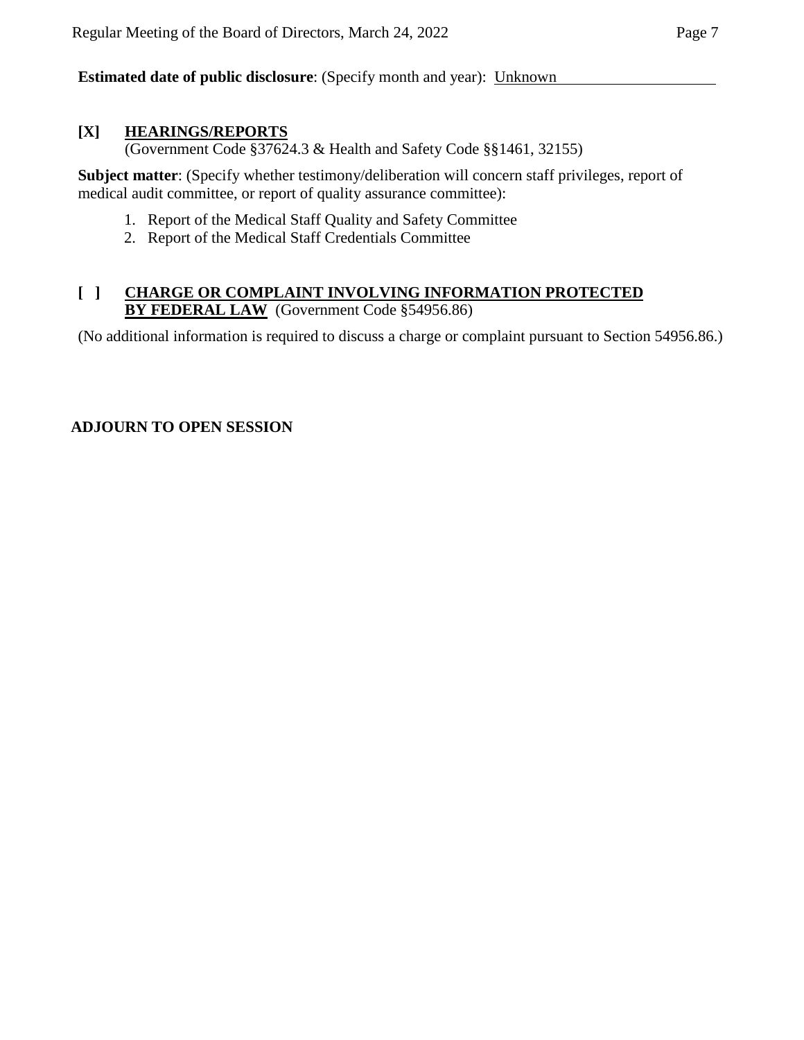**Estimated date of public disclosure**: (Specify month and year): Unknown

**[X] HEARINGS/REPORTS**
(Government Code §37624.3 & Health and Safety Code §§1461, 32155)

**Subject matter**: (Specify whether testimony/deliberation will concern staff privileges, report of medical audit committee, or report of quality assurance committee):

1. Report of the Medical Staff Quality and Safety Committee
2. Report of the Medical Staff Credentials Committee

**[ ] CHARGE OR COMPLAINT INVOLVING INFORMATION PROTECTED BY FEDERAL LAW** (Government Code §54956.86)

(No additional information is required to discuss a charge or complaint pursuant to Section 54956.86.)

**ADJOURN TO OPEN SESSION**